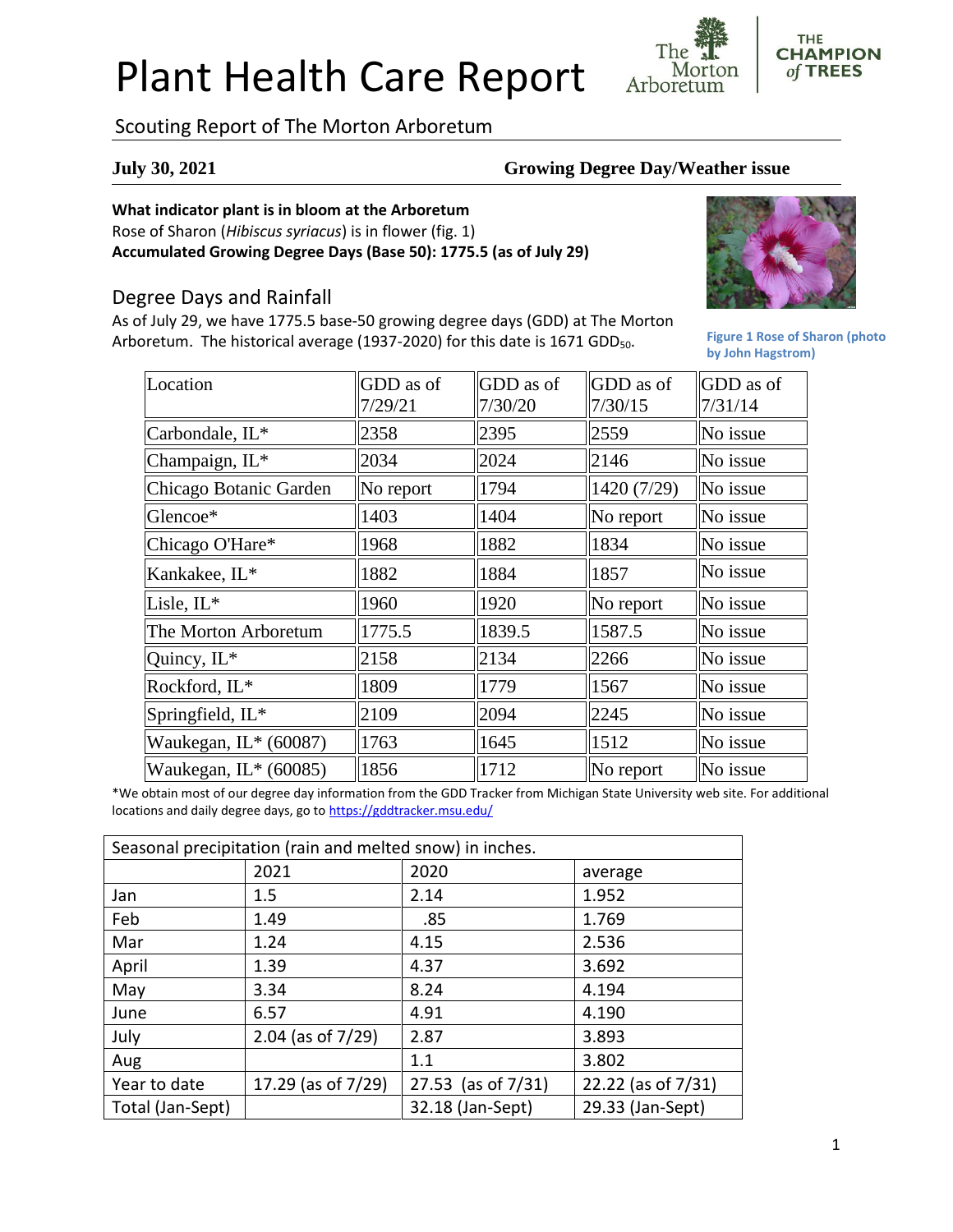# Plant Health Care Report

## Scouting Report of The Morton Arboretum

**July 30, 2021** **Growing Degree Day/Weather issue**

**What indicator plant is in bloom at the Arboretum**

Rose of Sharon (*Hibiscus syriacus*) is in flower (fig. 1)

**Accumulated Growing Degree Days (Base 50): 1775.5 (as of July 29)**

Figure 1 Rose of Sharon (photo by John Hagstrom)

## Degree Days and Rainfall

As of July 29, we have 1775.5 base-50 growing degree days (GDD) at The Morton Arboretum. The historical average (1937-2020) for this date is 1671 $GDD_{50}$.

| Location | GDD as of 7/29/21 | GDD as of 7/30/20 | GDD as of 7/30/15 | GDD as of 7/31/14 |
|---|---|---|---|---|
| Carbondale, IL* | 2358 | 2395 | 2559 | No issue |
| Champaign, IL* | 2034 | 2024 | 2146 | No issue |
| Chicago Botanic Garden | No report | 1794 | 1420 (7/29) | No issue |
| Glencoe* | 1403 | 1404 | No report | No issue |
| Chicago O'Hare* | 1968 | 1882 | 1834 | No issue |
| Kankakee, IL* | 1882 | 1884 | 1857 | No issue |
| Lisle, IL* | 1960 | 1920 | No report | No issue |
| The Morton Arboretum | 1775.5 | 1839.5 | 1587.5 | No issue |
| Quincy, IL* | 2158 | 2134 | 2266 | No issue |
| Rockford, IL* | 1809 | 1779 | 1567 | No issue |
| Springfield, IL* | 2109 | 2094 | 2245 | No issue |
| Waukegan, IL* (60087) | 1763 | 1645 | 1512 | No issue |
| Waukegan, IL* (60085) | 1856 | 1712 | No report | No issue |

*We obtain most of our degree day information from the GDD Tracker from Michigan State University web site. For additional locations and daily degree days, go to https://gddtracker.msu.edu/

| Seasonal precipitation (rain and melted snow) in inches. | | | |
|---|---|---|---|
| | 2021 | 2020 | average |
| Jan | 1.5 | 2.14 | 1.952 |
| Feb | 1.49 | .85 | 1.769 |
| Mar | 1.24 | 4.15 | 2.536 |
| April | 1.39 | 4.37 | 3.692 |
| May | 3.34 | 8.24 | 4.194 |
| June | 6.57 | 4.91 | 4.190 |
| July | 2.04 (as of 7/29) | 2.87 | 3.893 |
| Aug | | 1.1 | 3.802 |
| Year to date | 17.29 (as of 7/29) | 27.53 (as of 7/31) | 22.22 (as of 7/31) |
| Total (Jan-Sept) | | 32.18 (Jan-Sept) | 29.33 (Jan-Sept) |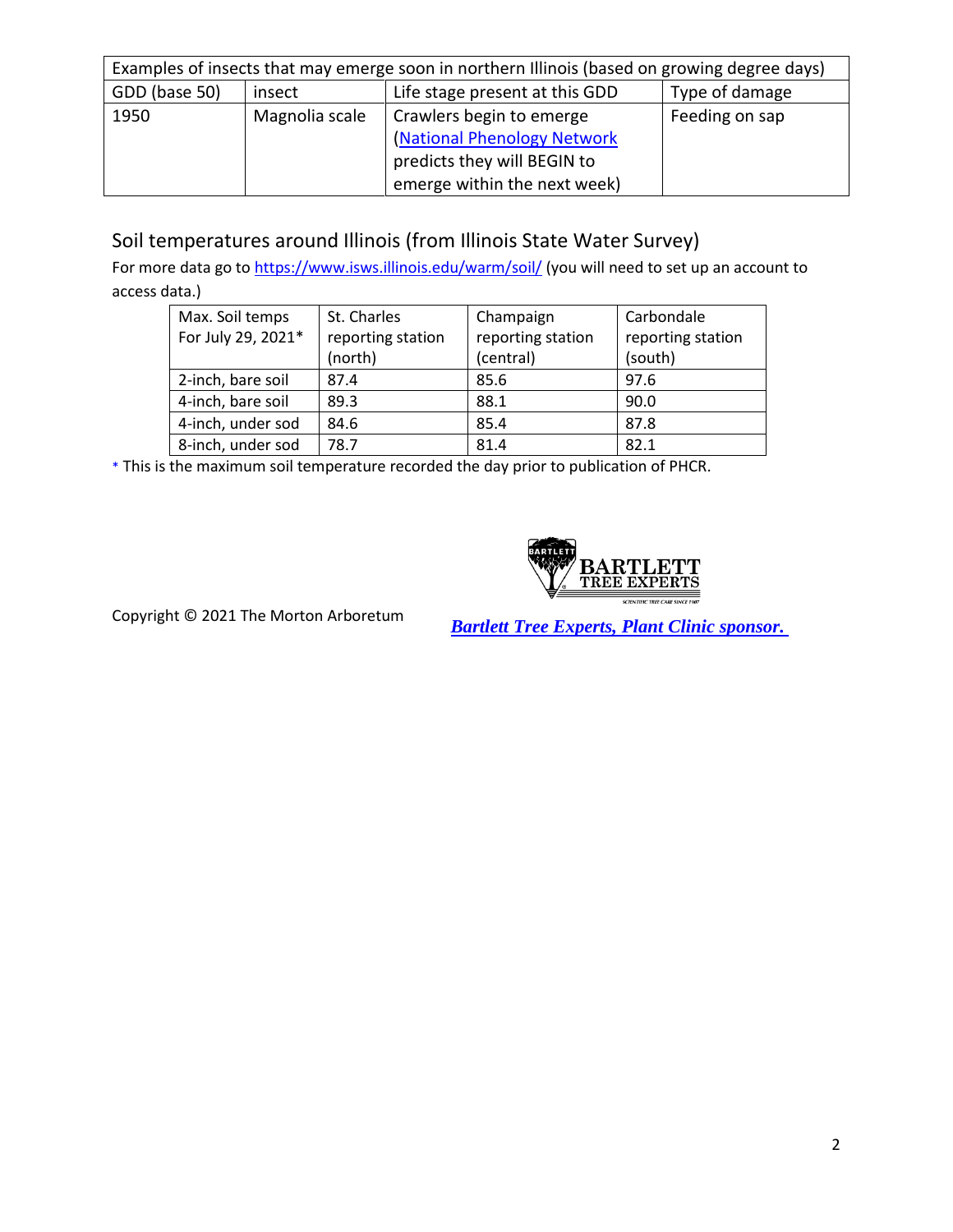| Examples of insects that may emerge soon in northern Illinois (based on growing degree days) | | | |
|---|---|---|---|
| GDD (base 50) | insect | Life stage present at this GDD | Type of damage |
| 1950 | Magnolia scale | Crawlers begin to emerge (National Phenology Network predicts they will BEGIN to emerge within the next week) | Feeding on sap |

## Soil temperatures around Illinois (from Illinois State Water Survey)

For more data go to https://www.isws.illinois.edu/warm/soil/ (you will need to set up an account to access data.)

| Max. Soil temps For July 29, 2021* | St. Charles reporting station (north) | Champaign reporting station (central) | Carbondale reporting station (south) |
|---|---|---|---|
| 2-inch, bare soil | 87.4 | 85.6 | 97.6 |
| 4-inch, bare soil | 89.3 | 88.1 | 90.0 |
| 4-inch, under sod | 84.6 | 85.4 | 87.8 |
| 8-inch, under sod | 78.7 | 81.4 | 82.1 |

* This is the maximum soil temperature recorded the day prior to publication of PHCR.

Copyright © 2021 The Morton Arboretum

BARTLETT TREE EXPERTS
SCIENTIFIC TREE CARE SINCE 1907

***Bartlett Tree Experts, Plant Clinic sponsor.***